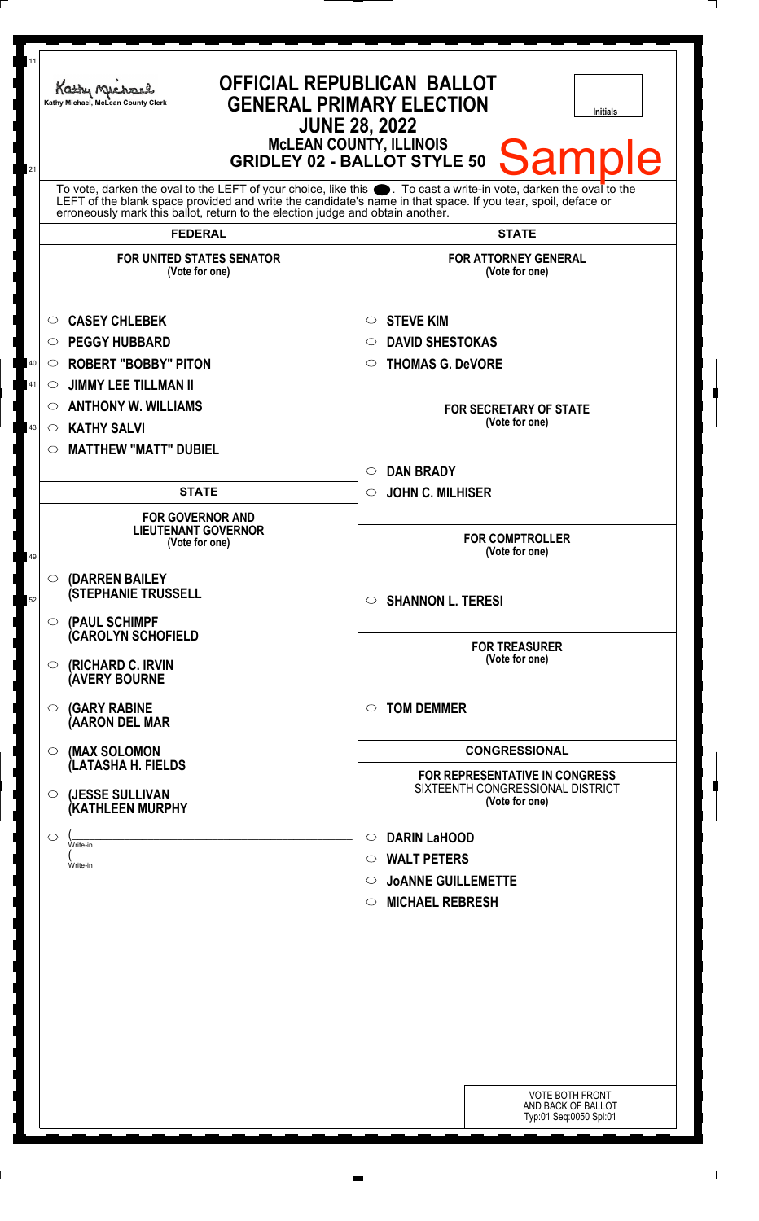Kathy Michael, McLean County Clerk

# OFFICIAL REPUBLICAN BALLOT
## GENERAL PRIMARY ELECTION
## JUNE 28, 2022
### McLEAN COUNTY, ILLINOIS
### GRIDLEY 02 - BALLOT STYLE 50

Sample

Initials

To vote, darken the oval to the LEFT of your choice, like this ●. To cast a write-in vote, darken the oval to the LEFT of the blank space provided and write the candidate's name in that space. If you tear, spoil, deface or erroneously mark this ballot, return to the election judge and obtain another.

## FEDERAL

**FOR UNITED STATES SENATOR**
(Vote for one)

- ○ **CASEY CHLEBEK**
- ○ **PEGGY HUBBARD**
- ○ **ROBERT "BOBBY" PITON**
- ○ **JIMMY LEE TILLMAN II**
- ○ **ANTHONY W. WILLIAMS**
- ○ **KATHY SALVI**
- ○ **MATTHEW "MATT" DUBIEL**

## STATE

**FOR GOVERNOR AND LIEUTENANT GOVERNOR**
(Vote for one)

- ○ **(DARREN BAILEY (STEPHANIE TRUSSELL**
- ○ **(PAUL SCHIMPF (CAROLYN SCHOFIELD**
- ○ **(RICHARD C. IRVIN (AVERY BOURNE**
- ○ **(GARY RABINE (AARON DEL MAR**
- ○ **(MAX SOLOMON (LATASHA H. FIELDS**
- ○ **(JESSE SULLIVAN (KATHLEEN MURPHY**
- ○ (\_\_\_\_\_\_\_\_\_\_\_\_\_\_\_\_\_\_\_\_ Write-in
  (\_\_\_\_\_\_\_\_\_\_\_\_\_\_\_\_\_\_\_\_ Write-in

## STATE

**FOR ATTORNEY GENERAL**
(Vote for one)

- ○ **STEVE KIM**
- ○ **DAVID SHESTOKAS**
- ○ **THOMAS G. DeVORE**

**FOR SECRETARY OF STATE**
(Vote for one)

- ○ **DAN BRADY**
- ○ **JOHN C. MILHISER**

**FOR COMPTROLLER**
(Vote for one)

- ○ **SHANNON L. TERESI**

**FOR TREASURER**
(Vote for one)

- ○ **TOM DEMMER**

## CONGRESSIONAL

**FOR REPRESENTATIVE IN CONGRESS**
SIXTEENTH CONGRESSIONAL DISTRICT
(Vote for one)

- ○ **DARIN LaHOOD**
- ○ **WALT PETERS**
- ○ **JoANNE GUILLEMETTE**
- ○ **MICHAEL REBRESH**

VOTE BOTH FRONT AND BACK OF BALLOT
Typ:01 Seq:0050 Spl:01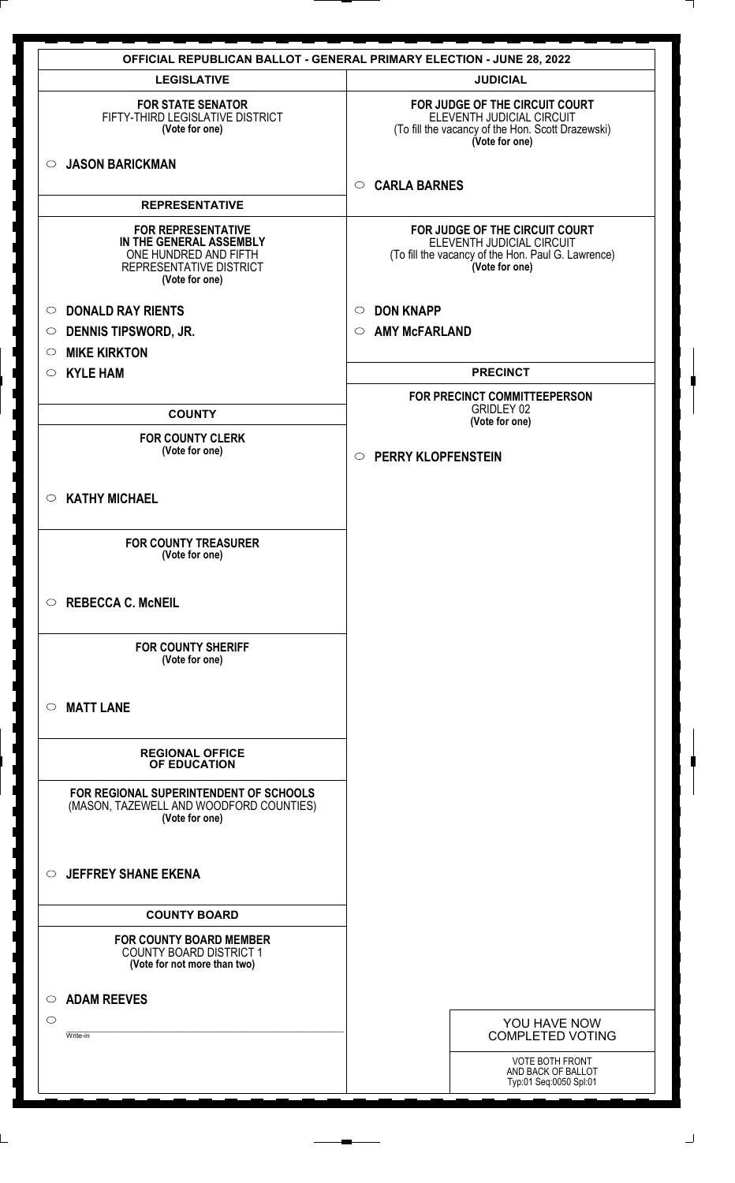# OFFICIAL REPUBLICAN BALLOT - GENERAL PRIMARY ELECTION - JUNE 28, 2022

## LEGISLATIVE

**FOR STATE SENATOR**
FIFTY-THIRD LEGISLATIVE DISTRICT
**(Vote for one)**

○ **JASON BARICKMAN**

## REPRESENTATIVE

**FOR REPRESENTATIVE IN THE GENERAL ASSEMBLY**
ONE HUNDRED AND FIFTH
REPRESENTATIVE DISTRICT
**(Vote for one)**

○ **DONALD RAY RIENTS**
○ **DENNIS TIPSWORD, JR.**
○ **MIKE KIRKTON**
○ **KYLE HAM**

## COUNTY

**FOR COUNTY CLERK**
**(Vote for one)**

○ **KATHY MICHAEL**

**FOR COUNTY TREASURER**
**(Vote for one)**

○ **REBECCA C. McNEIL**

**FOR COUNTY SHERIFF**
**(Vote for one)**

○ **MATT LANE**

## REGIONAL OFFICE OF EDUCATION

**FOR REGIONAL SUPERINTENDENT OF SCHOOLS**
(MASON, TAZEWELL AND WOODFORD COUNTIES)
**(Vote for one)**

○ **JEFFREY SHANE EKENA**

## COUNTY BOARD

**FOR COUNTY BOARD MEMBER**
COUNTY BOARD DISTRICT 1
**(Vote for not more than two)**

○ **ADAM REEVES**
○ ______________________
Write-in

## JUDICIAL

**FOR JUDGE OF THE CIRCUIT COURT**
ELEVENTH JUDICIAL CIRCUIT
(To fill the vacancy of the Hon. Scott Drazewski)
**(Vote for one)**

○ **CARLA BARNES**

**FOR JUDGE OF THE CIRCUIT COURT**
ELEVENTH JUDICIAL CIRCUIT
(To fill the vacancy of the Hon. Paul G. Lawrence)
**(Vote for one)**

○ **DON KNAPP**
○ **AMY McFARLAND**

## PRECINCT

**FOR PRECINCT COMMITTEEPERSON**
GRIDLEY 02
**(Vote for one)**

○ **PERRY KLOPFENSTEIN**

YOU HAVE NOW COMPLETED VOTING

VOTE BOTH FRONT AND BACK OF BALLOT
Typ:01 Seq:0050 Spl:01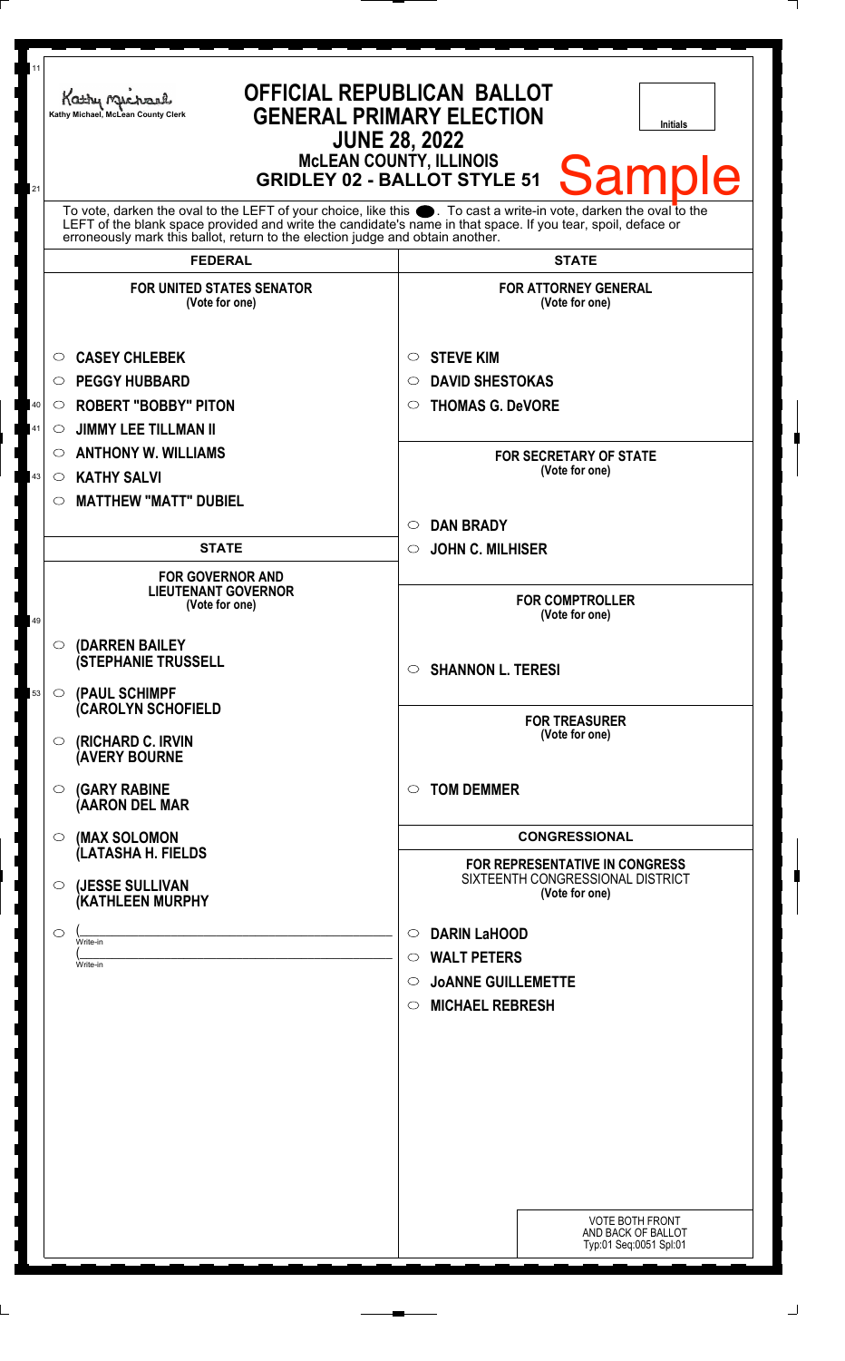Kathy Michael, McLean County Clerk

# OFFICIAL REPUBLICAN BALLOT
## GENERAL PRIMARY ELECTION
### JUNE 28, 2022
### McLEAN COUNTY, ILLINOIS
### GRIDLEY 02 - BALLOT STYLE 51

Initials

Sample

To vote, darken the oval to the LEFT of your choice, like this ●. To cast a write-in vote, darken the oval to the LEFT of the blank space provided and write the candidate's name in that space. If you tear, spoil, deface or erroneously mark this ballot, return to the election judge and obtain another.

## FEDERAL

**FOR UNITED STATES SENATOR**
(Vote for one)

- ○ CASEY CHLEBEK
- ○ PEGGY HUBBARD
- ○ ROBERT "BOBBY" PITON
- ○ JIMMY LEE TILLMAN II
- ○ ANTHONY W. WILLIAMS
- ○ KATHY SALVI
- ○ MATTHEW "MATT" DUBIEL

## STATE

**FOR GOVERNOR AND LIEUTENANT GOVERNOR**
(Vote for one)

- ○ (DARREN BAILEY (STEPHANIE TRUSSELL
- ○ (PAUL SCHIMPF (CAROLYN SCHOFIELD
- ○ (RICHARD C. IRVIN (AVERY BOURNE
- ○ (GARY RABINE (AARON DEL MAR
- ○ (MAX SOLOMON (LATASHA H. FIELDS
- ○ (JESSE SULLIVAN (KATHLEEN MURPHY
- ○ (______________________ Write-in (______________________ Write-in

## STATE

**FOR ATTORNEY GENERAL**
(Vote for one)

- ○ STEVE KIM
- ○ DAVID SHESTOKAS
- ○ THOMAS G. DeVORE

**FOR SECRETARY OF STATE**
(Vote for one)

- ○ DAN BRADY
- ○ JOHN C. MILHISER

**FOR COMPTROLLER**
(Vote for one)

- ○ SHANNON L. TERESI

**FOR TREASURER**
(Vote for one)

- ○ TOM DEMMER

## CONGRESSIONAL

**FOR REPRESENTATIVE IN CONGRESS**
SIXTEENTH CONGRESSIONAL DISTRICT
(Vote for one)

- ○ DARIN LaHOOD
- ○ WALT PETERS
- ○ JoANNE GUILLEMETTE
- ○ MICHAEL REBRESH

VOTE BOTH FRONT AND BACK OF BALLOT
Typ:01 Seq:0051 Spl:01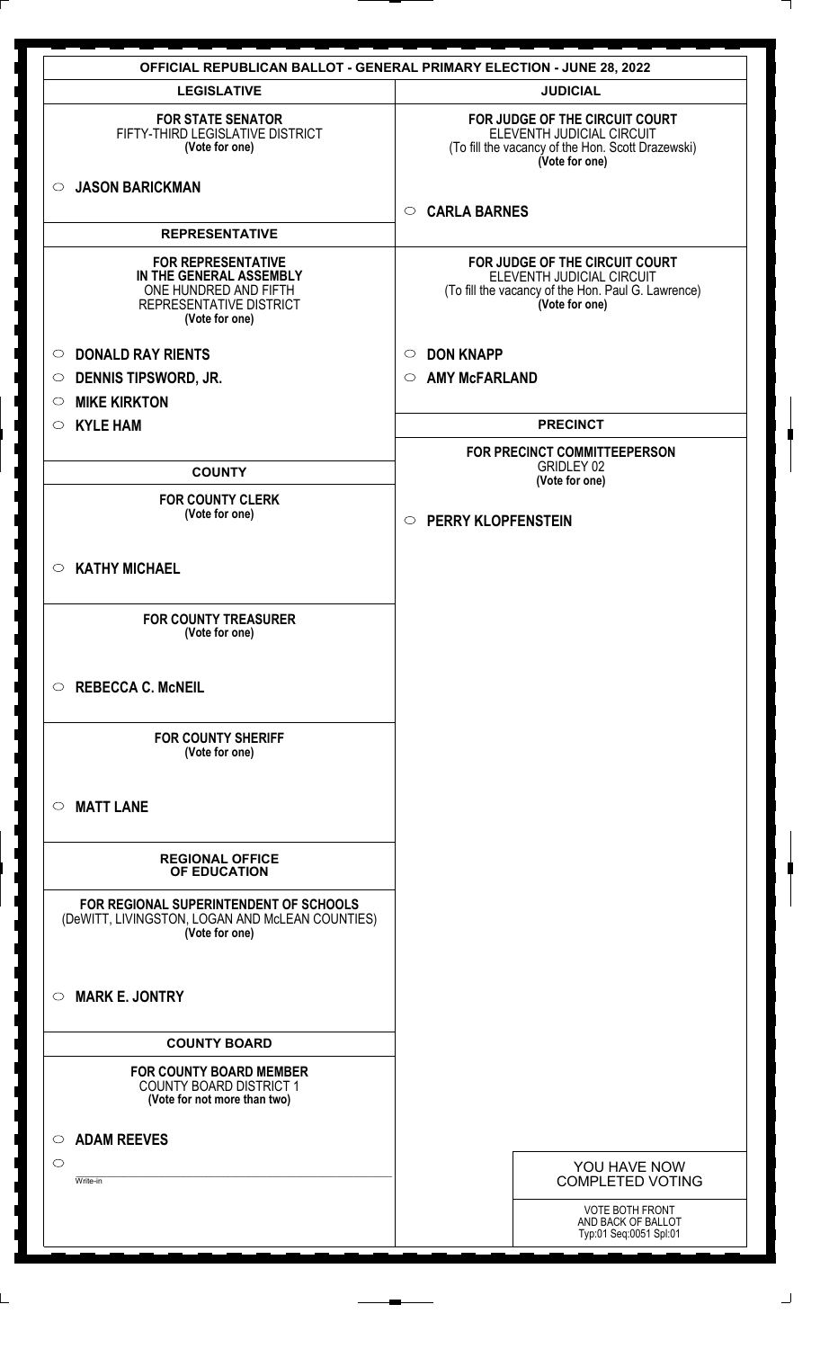# OFFICIAL REPUBLICAN BALLOT - GENERAL PRIMARY ELECTION - JUNE 28, 2022

## LEGISLATIVE

**FOR STATE SENATOR**
FIFTY-THIRD LEGISLATIVE DISTRICT
**(Vote for one)**

○ **JASON BARICKMAN**

## REPRESENTATIVE

**FOR REPRESENTATIVE IN THE GENERAL ASSEMBLY**
ONE HUNDRED AND FIFTH REPRESENTATIVE DISTRICT
**(Vote for one)**

○ **DONALD RAY RIENTS**
○ **DENNIS TIPSWORD, JR.**
○ **MIKE KIRKTON**
○ **KYLE HAM**

## COUNTY

**FOR COUNTY CLERK**
**(Vote for one)**

○ **KATHY MICHAEL**

**FOR COUNTY TREASURER**
**(Vote for one)**

○ **REBECCA C. McNEIL**

**FOR COUNTY SHERIFF**
**(Vote for one)**

○ **MATT LANE**

## REGIONAL OFFICE OF EDUCATION

**FOR REGIONAL SUPERINTENDENT OF SCHOOLS**
(DeWITT, LIVINGSTON, LOGAN AND McLEAN COUNTIES)
**(Vote for one)**

○ **MARK E. JONTRY**

## COUNTY BOARD

**FOR COUNTY BOARD MEMBER**
COUNTY BOARD DISTRICT 1
**(Vote for not more than two)**

○ **ADAM REEVES**
○ ____________________ Write-in

## JUDICIAL

**FOR JUDGE OF THE CIRCUIT COURT**
ELEVENTH JUDICIAL CIRCUIT
(To fill the vacancy of the Hon. Scott Drazewski)
**(Vote for one)**

○ **CARLA BARNES**

**FOR JUDGE OF THE CIRCUIT COURT**
ELEVENTH JUDICIAL CIRCUIT
(To fill the vacancy of the Hon. Paul G. Lawrence)
**(Vote for one)**

○ **DON KNAPP**
○ **AMY McFARLAND**

## PRECINCT

**FOR PRECINCT COMMITTEEPERSON**
GRIDLEY 02
**(Vote for one)**

○ **PERRY KLOPFENSTEIN**

YOU HAVE NOW COMPLETED VOTING

VOTE BOTH FRONT AND BACK OF BALLOT
Typ:01 Seq:0051 Spl:01